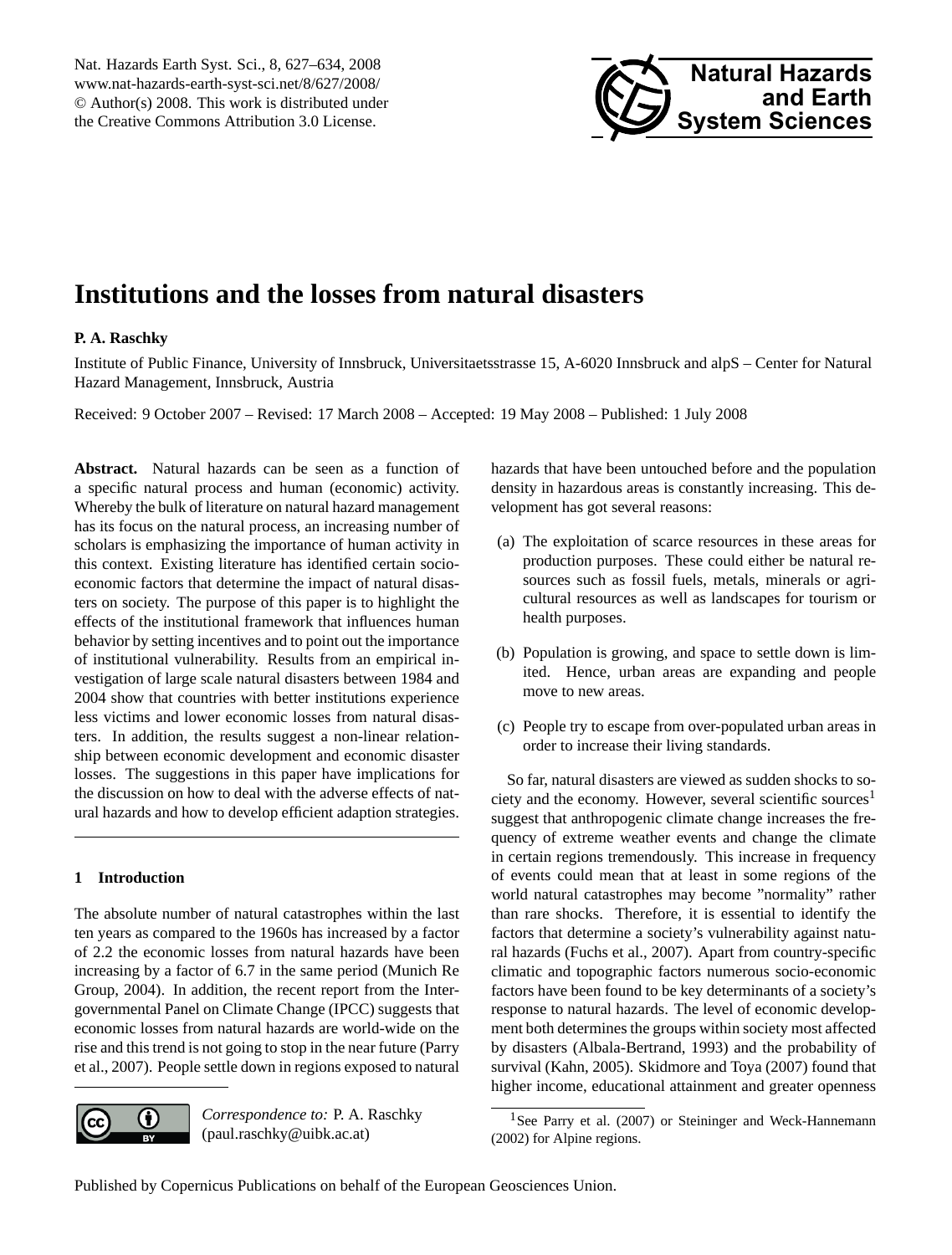# Institutions and the losses from natural disasters

**P. A. Raschky**

Institute of Public Finance, University of Innsbruck, Universitaetsstrasse 15, A-6020 Innsbruck and alpS – Center for Natural Hazard Management, Innsbruck, Austria

Received: 9 October 2007 – Revised: 17 March 2008 – Accepted: 19 May 2008 – Published: 1 July 2008

**Abstract.** Natural hazards can be seen as a function of a specific natural process and human (economic) activity. Whereby the bulk of literature on natural hazard management has its focus on the natural process, an increasing number of scholars is emphasizing the importance of human activity in this context. Existing literature has identified certain socio-economic factors that determine the impact of natural disasters on society. The purpose of this paper is to highlight the effects of the institutional framework that influences human behavior by setting incentives and to point out the importance of institutional vulnerability. Results from an empirical investigation of large scale natural disasters between 1984 and 2004 show that countries with better institutions experience less victims and lower economic losses from natural disasters. In addition, the results suggest a non-linear relationship between economic development and economic disaster losses. The suggestions in this paper have implications for the discussion on how to deal with the adverse effects of natural hazards and how to develop efficient adaption strategies.

## 1 Introduction

The absolute number of natural catastrophes within the last ten years as compared to the 1960s has increased by a factor of 2.2 the economic losses from natural hazards have been increasing by a factor of 6.7 in the same period (Munich Re Group, 2004). In addition, the recent report from the Intergovernmental Panel on Climate Change (IPCC) suggests that economic losses from natural hazards are world-wide on the rise and this trend is not going to stop in the near future (Parry et al., 2007). People settle down in regions exposed to natural hazards that have been untouched before and the population density in hazardous areas is constantly increasing. This development has got several reasons:

(a) The exploitation of scarce resources in these areas for production purposes. These could either be natural resources such as fossil fuels, metals, minerals or agricultural resources as well as landscapes for tourism or health purposes.

(b) Population is growing, and space to settle down is limited. Hence, urban areas are expanding and people move to new areas.

(c) People try to escape from over-populated urban areas in order to increase their living standards.

So far, natural disasters are viewed as sudden shocks to society and the economy. However, several scientific sources[1] suggest that anthropogenic climate change increases the frequency of extreme weather events and change the climate in certain regions tremendously. This increase in frequency of events could mean that at least in some regions of the world natural catastrophes may become "normality" rather than rare shocks. Therefore, it is essential to identify the factors that determine a society's vulnerability against natural hazards (Fuchs et al., 2007). Apart from country-specific climatic and topographic factors numerous socio-economic factors have been found to be key determinants of a society's response to natural hazards. The level of economic development both determines the groups within society most affected by disasters (Albala-Bertrand, 1993) and the probability of survival (Kahn, 2005). Skidmore and Toya (2007) found that higher income, educational attainment and greater openness

*Correspondence to:* P. A. Raschky (paul.raschky@uibk.ac.at)

[1] See Parry et al. (2007) or Steininger and Weck-Hannemann (2002) for Alpine regions.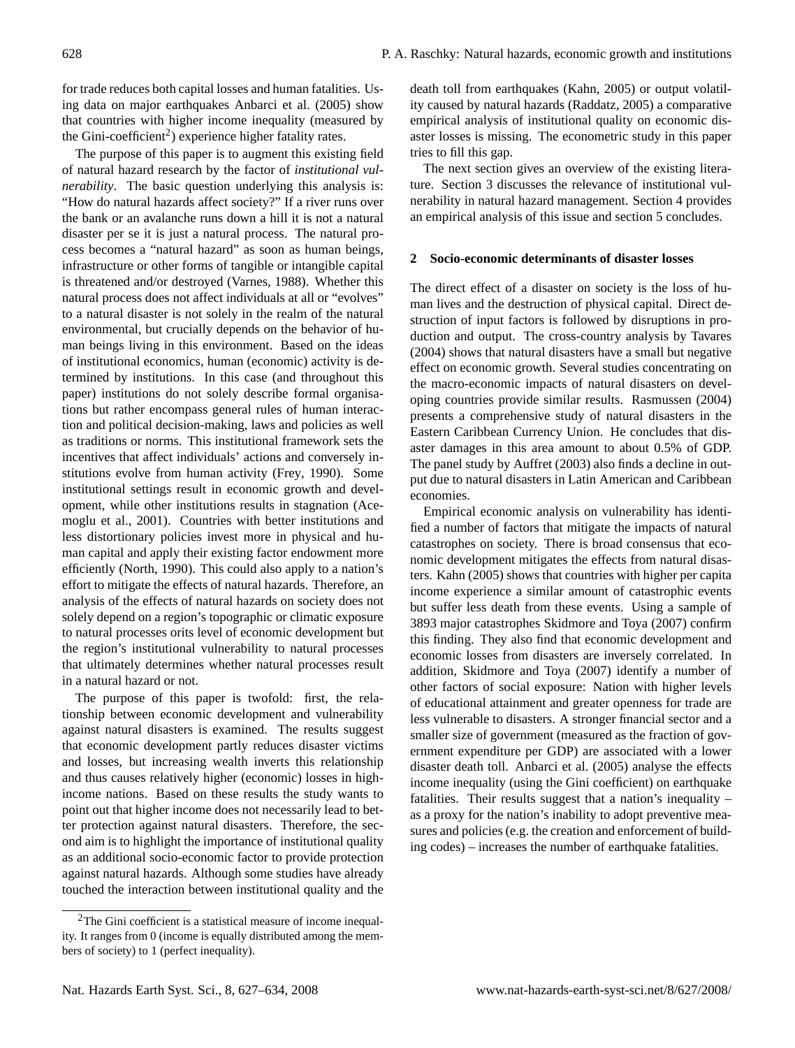for trade reduces both capital losses and human fatalities. Using data on major earthquakes Anbarci et al. (2005) show that countries with higher income inequality (measured by the Gini-coefficient[2]) experience higher fatality rates.

The purpose of this paper is to augment this existing field of natural hazard research by the factor of *institutional vulnerability*. The basic question underlying this analysis is: "How do natural hazards affect society?" If a river runs over the bank or an avalanche runs down a hill it is not a natural disaster per se it is just a natural process. The natural process becomes a "natural hazard" as soon as human beings, infrastructure or other forms of tangible or intangible capital is threatened and/or destroyed (Varnes, 1988). Whether this natural process does not affect individuals at all or "evolves" to a natural disaster is not solely in the realm of the natural environmental, but crucially depends on the behavior of human beings living in this environment. Based on the ideas of institutional economics, human (economic) activity is determined by institutions. In this case (and throughout this paper) institutions do not solely describe formal organisations but rather encompass general rules of human interaction and political decision-making, laws and policies as well as traditions or norms. This institutional framework sets the incentives that affect individuals' actions and conversely institutions evolve from human activity (Frey, 1990). Some institutional settings result in economic growth and development, while other institutions results in stagnation (Acemoglu et al., 2001). Countries with better institutions and less distortionary policies invest more in physical and human capital and apply their existing factor endowment more efficiently (North, 1990). This could also apply to a nation's effort to mitigate the effects of natural hazards. Therefore, an analysis of the effects of natural hazards on society does not solely depend on a region's topographic or climatic exposure to natural processes orits level of economic development but the region's institutional vulnerability to natural processes that ultimately determines whether natural processes result in a natural hazard or not.

The purpose of this paper is twofold: first, the relationship between economic development and vulnerability against natural disasters is examined. The results suggest that economic development partly reduces disaster victims and losses, but increasing wealth inverts this relationship and thus causes relatively higher (economic) losses in high-income nations. Based on these results the study wants to point out that higher income does not necessarily lead to better protection against natural disasters. Therefore, the second aim is to highlight the importance of institutional quality as an additional socio-economic factor to provide protection against natural hazards. Although some studies have already touched the interaction between institutional quality and the death toll from earthquakes (Kahn, 2005) or output volatility caused by natural hazards (Raddatz, 2005) a comparative empirical analysis of institutional quality on economic disaster losses is missing. The econometric study in this paper tries to fill this gap.

The next section gives an overview of the existing literature. Section 3 discusses the relevance of institutional vulnerability in natural hazard management. Section 4 provides an empirical analysis of this issue and section 5 concludes.

## 2 Socio-economic determinants of disaster losses

The direct effect of a disaster on society is the loss of human lives and the destruction of physical capital. Direct destruction of input factors is followed by disruptions in production and output. The cross-country analysis by Tavares (2004) shows that natural disasters have a small but negative effect on economic growth. Several studies concentrating on the macro-economic impacts of natural disasters on developing countries provide similar results. Rasmussen (2004) presents a comprehensive study of natural disasters in the Eastern Caribbean Currency Union. He concludes that disaster damages in this area amount to about 0.5% of GDP. The panel study by Auffret (2003) also finds a decline in output due to natural disasters in Latin American and Caribbean economies.

Empirical economic analysis on vulnerability has identified a number of factors that mitigate the impacts of natural catastrophes on society. There is broad consensus that economic development mitigates the effects from natural disasters. Kahn (2005) shows that countries with higher per capita income experience a similar amount of catastrophic events but suffer less death from these events. Using a sample of 3893 major catastrophes Skidmore and Toya (2007) confirm this finding. They also find that economic development and economic losses from disasters are inversely correlated. In addition, Skidmore and Toya (2007) identify a number of other factors of social exposure: Nation with higher levels of educational attainment and greater openness for trade are less vulnerable to disasters. A stronger financial sector and a smaller size of government (measured as the fraction of government expenditure per GDP) are associated with a lower disaster death toll. Anbarci et al. (2005) analyse the effects income inequality (using the Gini coefficient) on earthquake fatalities. Their results suggest that a nation's inequality – as a proxy for the nation's inability to adopt preventive measures and policies (e.g. the creation and enforcement of building codes) – increases the number of earthquake fatalities.

[2]The Gini coefficient is a statistical measure of income inequality. It ranges from 0 (income is equally distributed among the members of society) to 1 (perfect inequality).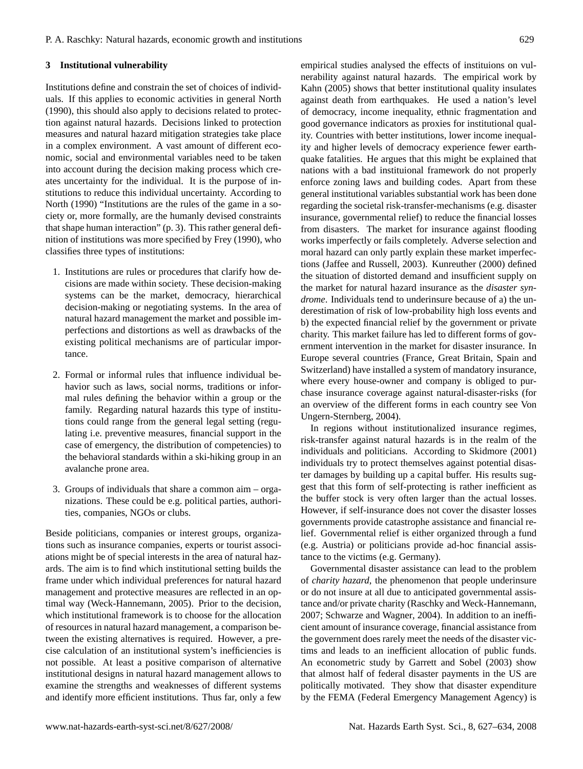## 3 Institutional vulnerability

Institutions define and constrain the set of choices of individuals. If this applies to economic activities in general North (1990), this should also apply to decisions related to protection against natural hazards. Decisions linked to protection measures and natural hazard mitigation strategies take place in a complex environment. A vast amount of different economic, social and environmental variables need to be taken into account during the decision making process which creates uncertainty for the individual. It is the purpose of institutions to reduce this individual uncertainty. According to North (1990) "Institutions are the rules of the game in a society or, more formally, are the humanly devised constraints that shape human interaction" (p. 3). This rather general definition of institutions was more specified by Frey (1990), who classifies three types of institutions:

1. Institutions are rules or procedures that clarify how decisions are made within society. These decision-making systems can be the market, democracy, hierarchical decision-making or negotiating systems. In the area of natural hazard management the market and possible imperfections and distortions as well as drawbacks of the existing political mechanisms are of particular importance.

2. Formal or informal rules that influence individual behavior such as laws, social norms, traditions or informal rules defining the behavior within a group or the family. Regarding natural hazards this type of institutions could range from the general legal setting (regulating i.e. preventive measures, financial support in the case of emergency, the distribution of competencies) to the behavioral standards within a ski-hiking group in an avalanche prone area.

3. Groups of individuals that share a common aim – organizations. These could be e.g. political parties, authorities, companies, NGOs or clubs.

Beside politicians, companies or interest groups, organizations such as insurance companies, experts or tourist associations might be of special interests in the area of natural hazards. The aim is to find which institutional setting builds the frame under which individual preferences for natural hazard management and protective measures are reflected in an optimal way (Weck-Hannemann, 2005). Prior to the decision, which institutional framework is to choose for the allocation of resources in natural hazard management, a comparison between the existing alternatives is required. However, a precise calculation of an institutional system's inefficiencies is not possible. At least a positive comparison of alternative institutional designs in natural hazard management allows to examine the strengths and weaknesses of different systems and identify more efficient institutions. Thus far, only a few empirical studies analysed the effects of instituions on vulnerability against natural hazards. The empirical work by Kahn (2005) shows that better institutional quality insulates against death from earthquakes. He used a nation's level of democracy, income inequality, ethnic fragmentation and good governance indicators as proxies for institutional quality. Countries with better institutions, lower income inequality and higher levels of democracy experience fewer earthquake fatalities. He argues that this might be explained that nations with a bad instituional framework do not properly enforce zoning laws and building codes. Apart from these general institutional variables substantial work has been done regarding the societal risk-transfer-mechanisms (e.g. disaster insurance, governmental relief) to reduce the financial losses from disasters. The market for insurance against flooding works imperfectly or fails completely. Adverse selection and moral hazard can only partly explain these market imperfections (Jaffee and Russell, 2003). Kunreuther (2000) defined the situation of distorted demand and insufficient supply on the market for natural hazard insurance as the *disaster syndrome*. Individuals tend to underinsure because of a) the underestimation of risk of low-probability high loss events and b) the expected financial relief by the government or private charity. This market failure has led to different forms of government intervention in the market for disaster insurance. In Europe several countries (France, Great Britain, Spain and Switzerland) have installed a system of mandatory insurance, where every house-owner and company is obliged to purchase insurance coverage against natural-disaster-risks (for an overview of the different forms in each country see Von Ungern-Sternberg, 2004).

In regions without institutionalized insurance regimes, risk-transfer against natural hazards is in the realm of the individuals and politicians. According to Skidmore (2001) individuals try to protect themselves against potential disaster damages by building up a capital buffer. His results suggest that this form of self-protecting is rather inefficient as the buffer stock is very often larger than the actual losses. However, if self-insurance does not cover the disaster losses governments provide catastrophe assistance and financial relief. Governmental relief is either organized through a fund (e.g. Austria) or politicians provide ad-hoc financial assistance to the victims (e.g. Germany).

Governmental disaster assistance can lead to the problem of *charity hazard*, the phenomenon that people underinsure or do not insure at all due to anticipated governmental assistance and/or private charity (Raschky and Weck-Hannemann, 2007; Schwarze and Wagner, 2004). In addition to an inefficient amount of insurance coverage, financial assistance from the government does rarely meet the needs of the disaster victims and leads to an inefficient allocation of public funds. An econometric study by Garrett and Sobel (2003) show that almost half of federal disaster payments in the US are politically motivated. They show that disaster expenditure by the FEMA (Federal Emergency Management Agency) is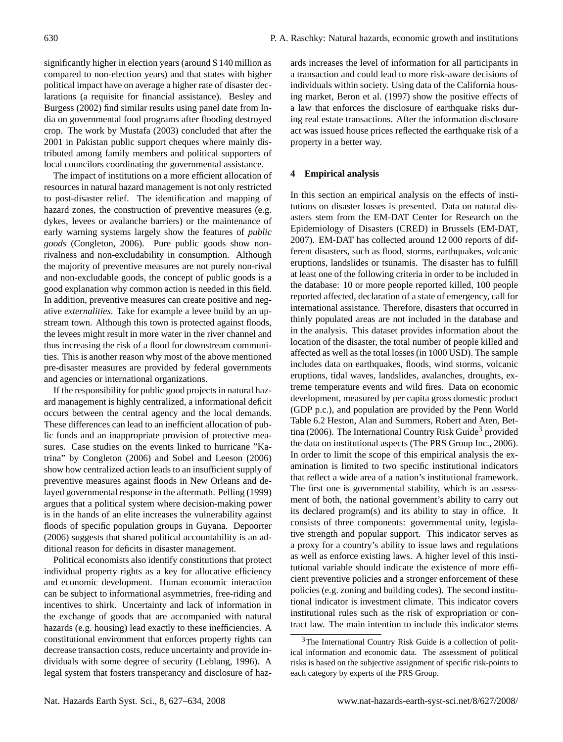significantly higher in election years (around $ 140 million as compared to non-election years) and that states with higher political impact have on average a higher rate of disaster declarations (a requisite for financial assistance). Besley and Burgess (2002) find similar results using panel date from India on governmental food programs after flooding destroyed crop. The work by Mustafa (2003) concluded that after the 2001 in Pakistan public support cheques where mainly distributed among family members and political supporters of local councilors coordinating the governmental assistance.

The impact of institutions on a more efficient allocation of resources in natural hazard management is not only restricted to post-disaster relief. The identification and mapping of hazard zones, the construction of preventive measures (e.g. dykes, levees or avalanche barriers) or the maintenance of early warning systems largely show the features of *public goods* (Congleton, 2006). Pure public goods show non-rivalness and non-excludability in consumption. Although the majority of preventive measures are not purely non-rival and non-excludable goods, the concept of public goods is a good explanation why common action is needed in this field. In addition, preventive measures can create positive and negative *externalities*. Take for example a levee build by an upstream town. Although this town is protected against floods, the levees might result in more water in the river channel and thus increasing the risk of a flood for downstream communities. This is another reason why most of the above mentioned pre-disaster measures are provided by federal governments and agencies or international organizations.

If the responsibility for public good projects in natural hazard management is highly centralized, a informational deficit occurs between the central agency and the local demands. These differences can lead to an inefficient allocation of public funds and an inappropriate provision of protective measures. Case studies on the events linked to hurricane "Katrina" by Congleton (2006) and Sobel and Leeson (2006) show how centralized action leads to an insufficient supply of preventive measures against floods in New Orleans and delayed governmental response in the aftermath. Pelling (1999) argues that a political system where decision-making power is in the hands of an elite increases the vulnerability against floods of specific population groups in Guyana. Depoorter (2006) suggests that shared political accountability is an additional reason for deficits in disaster management.

Political economists also identify constitutions that protect individual property rights as a key for allocative efficiency and economic development. Human economic interaction can be subject to informational asymmetries, free-riding and incentives to shirk. Uncertainty and lack of information in the exchange of goods that are accompanied with natural hazards (e.g. housing) lead exactly to these inefficiencies. A constitutional environment that enforces property rights can decrease transaction costs, reduce uncertainty and provide individuals with some degree of security (Leblang, 1996). A legal system that fosters transperancy and disclosure of hazards increases the level of information for all participants in a transaction and could lead to more risk-aware decisions of individuals within society. Using data of the California housing market, Beron et al. (1997) show the positive effects of a law that enforces the disclosure of earthquake risks during real estate transactions. After the information disclosure act was issued house prices reflected the earthquake risk of a property in a better way.

## 4 Empirical analysis

In this section an empirical analysis on the effects of institutions on disaster losses is presented. Data on natural disasters stem from the EM-DAT Center for Research on the Epidemiology of Disasters (CRED) in Brussels (EM-DAT, 2007). EM-DAT has collected around 12 000 reports of different disasters, such as flood, storms, earthquakes, volcanic eruptions, landslides or tsunamis. The disaster has to fulfill at least one of the following criteria in order to be included in the database: 10 or more people reported killed, 100 people reported affected, declaration of a state of emergency, call for international assistance. Therefore, disasters that occurred in thinly populated areas are not included in the database and in the analysis. This dataset provides information about the location of the disaster, the total number of people killed and affected as well as the total losses (in 1000 USD). The sample includes data on earthquakes, floods, wind storms, volcanic eruptions, tidal waves, landslides, avalanches, droughts, extreme temperature events and wild fires. Data on economic development, measured by per capita gross domestic product (GDP p.c.), and population are provided by the Penn World Table 6.2 Heston, Alan and Summers, Robert and Aten, Bettina (2006). The International Country Risk Guide[3] provided the data on institutional aspects (The PRS Group Inc., 2006). In order to limit the scope of this empirical analysis the examination is limited to two specific institutional indicators that reflect a wide area of a nation's institutional framework. The first one is governmental stability, which is an assessment of both, the national government's ability to carry out its declared program(s) and its ability to stay in office. It consists of three components: governmental unity, legislative strength and popular support. This indicator serves as a proxy for a country's ability to issue laws and regulations as well as enforce existing laws. A higher level of this institutional variable should indicate the existence of more efficient preventive policies and a stronger enforcement of these policies (e.g. zoning and building codes). The second institutional indicator is investment climate. This indicator covers institutional rules such as the risk of expropriation or contract law. The main intention to include this indicator stems

[3] The International Country Risk Guide is a collection of political information and economic data. The assessment of political risks is based on the subjective assignment of specific risk-points to each category by experts of the PRS Group.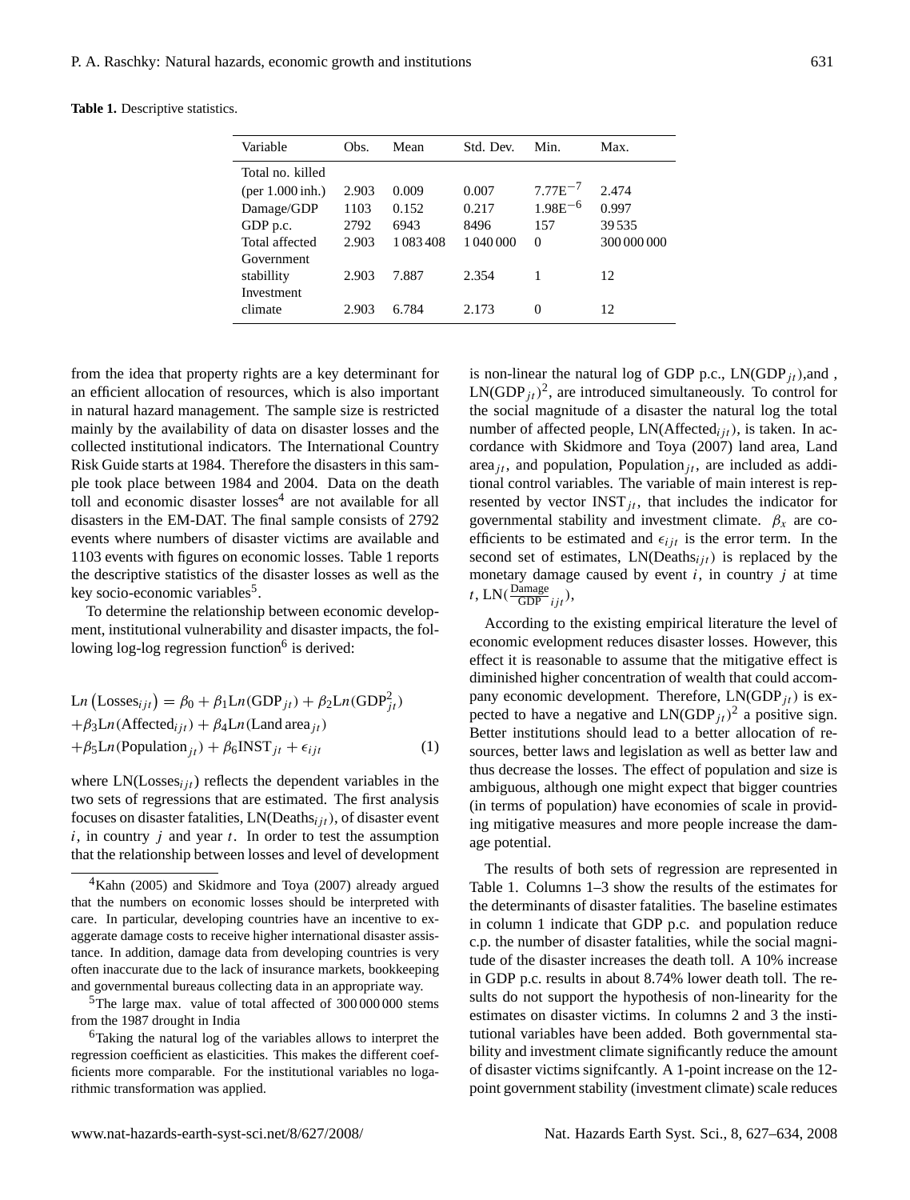**Table 1.** Descriptive statistics.

| Variable | Obs. | Mean | Std. Dev. | Min. | Max. |
|---|---|---|---|---|---|
| Total no. killed (per 1.000 inh.) | 2.903 | 0.009 | 0.007 | $7.77E^{-7}$ | 2.474 |
| Damage/GDP | 1103 | 0.152 | 0.217 | $1.98E^{-6}$ | 0.997 |
| GDP p.c. | 2792 | 6943 | 8496 | 157 | 39 535 |
| Total affected | 2.903 | 1 083 408 | 1 040 000 | 0 | 300 000 000 |
| Government stabillity | 2.903 | 7.887 | 2.354 | 1 | 12 |
| Investment climate | 2.903 | 6.784 | 2.173 | 0 | 12 |

from the idea that property rights are a key determinant for an efficient allocation of resources, which is also important in natural hazard management. The sample size is restricted mainly by the availability of data on disaster losses and the collected institutional indicators. The International Country Risk Guide starts at 1984. Therefore the disasters in this sample took place between 1984 and 2004. Data on the death toll and economic disaster losses[4] are not available for all disasters in the EM-DAT. The final sample consists of 2792 events where numbers of disaster victims are available and 1103 events with figures on economic losses. Table 1 reports the descriptive statistics of the disaster losses as well as the key socio-economic variables[5].

To determine the relationship between economic development, institutional vulnerability and disaster impacts, the following log-log regression function[6] is derived:

$$\begin{aligned}\mathrm{L}n\left(\mathrm{Losses}_{ijt}\right) &= \beta_0 + \beta_1 \mathrm{L}n(\mathrm{GDP}_{jt}) + \beta_2 \mathrm{L}n(\mathrm{GDP}^2_{jt}) \\ &+ \beta_3 \mathrm{L}n(\mathrm{Affected}_{ijt}) + \beta_4 \mathrm{L}n(\mathrm{Land\,area}_{jt}) \\ &+ \beta_5 \mathrm{L}n(\mathrm{Population}_{jt}) + \beta_6 \mathrm{INST}_{jt} + \epsilon_{ijt} \qquad (1)\end{aligned}$$

where $\mathrm{LN}(\mathrm{Losses}_{ijt})$ reflects the dependent variables in the two sets of regressions that are estimated. The first analysis focuses on disaster fatalities, $\mathrm{LN}(\mathrm{Deaths}_{ijt})$, of disaster event $i$, in country $j$ and year $t$. In order to test the assumption that the relationship between losses and level of development is non-linear the natural log of GDP p.c., $\mathrm{LN}(\mathrm{GDP}_{jt})$,and , $\mathrm{LN}(\mathrm{GDP}_{jt})^2$, are introduced simultaneously. To control for the social magnitude of a disaster the natural log the total number of affected people, $\mathrm{LN}(\mathrm{Affected}_{ijt})$, is taken. In accordance with Skidmore and Toya (2007) land area, Land $\mathrm{area}_{jt}$, and population, $\mathrm{Population}_{jt}$, are included as additional control variables. The variable of main interest is represented by vector $\mathrm{INST}_{jt}$, that includes the indicator for governmental stability and investment climate. $\beta_x$ are coefficients to be estimated and $\epsilon_{ijt}$ is the error term. In the second set of estimates, $\mathrm{LN}(\mathrm{Deaths}_{ijt})$ is replaced by the monetary damage caused by event $i$, in country $j$ at time $t$, $\mathrm{LN}(\frac{\mathrm{Damage}}{\mathrm{GDP}}_{ijt})$,

According to the existing empirical literature the level of economic evelopment reduces disaster losses. However, this effect it is reasonable to assume that the mitigative effect is diminished higher concentration of wealth that could accompany economic development. Therefore, $\mathrm{LN}(\mathrm{GDP}_{jt})$ is expected to have a negative and $\mathrm{LN}(\mathrm{GDP}_{jt})^2$ a positive sign. Better institutions should lead to a better allocation of resources, better laws and legislation as well as better law and thus decrease the losses. The effect of population and size is ambiguous, although one might expect that bigger countries (in terms of population) have economies of scale in providing mitigative measures and more people increase the damage potential.

The results of both sets of regression are represented in Table 1. Columns 1–3 show the results of the estimates for the determinants of disaster fatalities. The baseline estimates in column 1 indicate that GDP p.c. and population reduce c.p. the number of disaster fatalities, while the social magnitude of the disaster increases the death toll. A 10% increase in GDP p.c. results in about 8.74% lower death toll. The results do not support the hypothesis of non-linearity for the estimates on disaster victims. In columns 2 and 3 the institutional variables have been added. Both governmental stability and investment climate significantly reduce the amount of disaster victims signifcantly. A 1-point increase on the 12-point government stability (investment climate) scale reduces

---

[4] Kahn (2005) and Skidmore and Toya (2007) already argued that the numbers on economic losses should be interpreted with care. In particular, developing countries have an incentive to exaggerate damage costs to receive higher international disaster assistance. In addition, damage data from developing countries is very often inaccurate due to the lack of insurance markets, bookkeeping and governmental bureaus collecting data in an appropriate way.

[5] The large max. value of total affected of 300 000 000 stems from the 1987 drought in India

[6] Taking the natural log of the variables allows to interpret the regression coefficient as elasticities. This makes the different coefficients more comparable. For the institutional variables no logarithmic transformation was applied.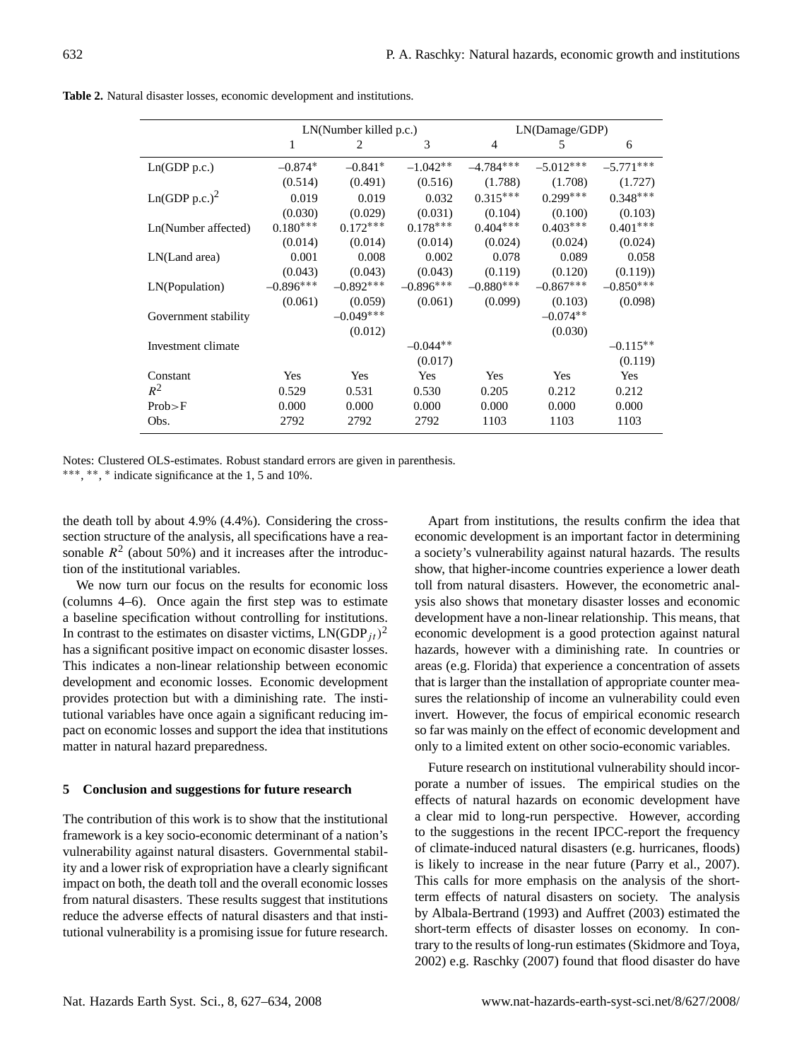**Table 2.** Natural disaster losses, economic development and institutions.

| | LN(Number killed p.c.) | | | LN(Damage/GDP) | | |
|---|---|---|---|---|---|---|
| | 1 | 2 | 3 | 4 | 5 | 6 |
| Ln(GDP p.c.) | –0.874* | –0.841* | −1.042** | –4.784*** | −5.012*** | −5.771*** |
| | (0.514) | (0.491) | (0.516) | (1.788) | (1.708) | (1.727) |
| Ln(GDP p.c.)$^2$ | 0.019 | 0.019 | 0.032 | 0.315*** | 0.299*** | 0.348*** |
| | (0.030) | (0.029) | (0.031) | (0.104) | (0.100) | (0.103) |
| Ln(Number affected) | 0.180*** | 0.172*** | 0.178*** | 0.404*** | 0.403*** | 0.401*** |
| | (0.014) | (0.014) | (0.014) | (0.024) | (0.024) | (0.024) |
| LN(Land area) | 0.001 | 0.008 | 0.002 | 0.078 | 0.089 | 0.058 |
| | (0.043) | (0.043) | (0.043) | (0.119) | (0.120) | (0.119)) |
| LN(Population) | −0.896*** | −0.892*** | −0.896*** | −0.880*** | −0.867*** | −0.850*** |
| | (0.061) | (0.059) | (0.061) | (0.099) | (0.103) | (0.098) |
| Government stability | | −0.049*** | | | −0.074** | |
| | | (0.012) | | | (0.030) | |
| Investment climate | | | −0.044** | | | −0.115** |
| | | | (0.017) | | | (0.119) |
| Constant | Yes | Yes | Yes | Yes | Yes | Yes |
| $R^2$ | 0.529 | 0.531 | 0.530 | 0.205 | 0.212 | 0.212 |
| Prob>F | 0.000 | 0.000 | 0.000 | 0.000 | 0.000 | 0.000 |
| Obs. | 2792 | 2792 | 2792 | 1103 | 1103 | 1103 |

Notes: Clustered OLS-estimates. Robust standard errors are given in parenthesis.
***, **, * indicate significance at the 1, 5 and 10%.

the death toll by about 4.9% (4.4%). Considering the cross-section structure of the analysis, all specifications have a reasonable $R^2$ (about 50%) and it increases after the introduction of the institutional variables.

We now turn our focus on the results for economic loss (columns 4–6). Once again the first step was to estimate a baseline specification without controlling for institutions. In contrast to the estimates on disaster victims, $\text{LN(GDP}_{jt})^2$ has a significant positive impact on economic disaster losses. This indicates a non-linear relationship between economic development and economic losses. Economic development provides protection but with a diminishing rate. The institutional variables have once again a significant reducing impact on economic losses and support the idea that institutions matter in natural hazard preparedness.

## 5 Conclusion and suggestions for future research

The contribution of this work is to show that the institutional framework is a key socio-economic determinant of a nation's vulnerability against natural disasters. Governmental stability and a lower risk of expropriation have a clearly significant impact on both, the death toll and the overall economic losses from natural disasters. These results suggest that institutions reduce the adverse effects of natural disasters and that institutional vulnerability is a promising issue for future research.

Apart from institutions, the results confirm the idea that economic development is an important factor in determining a society's vulnerability against natural hazards. The results show, that higher-income countries experience a lower death toll from natural disasters. However, the econometric analysis also shows that monetary disaster losses and economic development have a non-linear relationship. This means, that economic development is a good protection against natural hazards, however with a diminishing rate. In countries or areas (e.g. Florida) that experience a concentration of assets that is larger than the installation of appropriate counter measures the relationship of income an vulnerability could even invert. However, the focus of empirical economic research so far was mainly on the effect of economic development and only to a limited extent on other socio-economic variables.

Future research on institutional vulnerability should incorporate a number of issues. The empirical studies on the effects of natural hazards on economic development have a clear mid to long-run perspective. However, according to the suggestions in the recent IPCC-report the frequency of climate-induced natural disasters (e.g. hurricanes, floods) is likely to increase in the near future (Parry et al., 2007). This calls for more emphasis on the analysis of the short-term effects of natural disasters on society. The analysis by Albala-Bertrand (1993) and Auffret (2003) estimated the short-term effects of disaster losses on economy. In contrary to the results of long-run estimates (Skidmore and Toya, 2002) e.g. Raschky (2007) found that flood disaster do have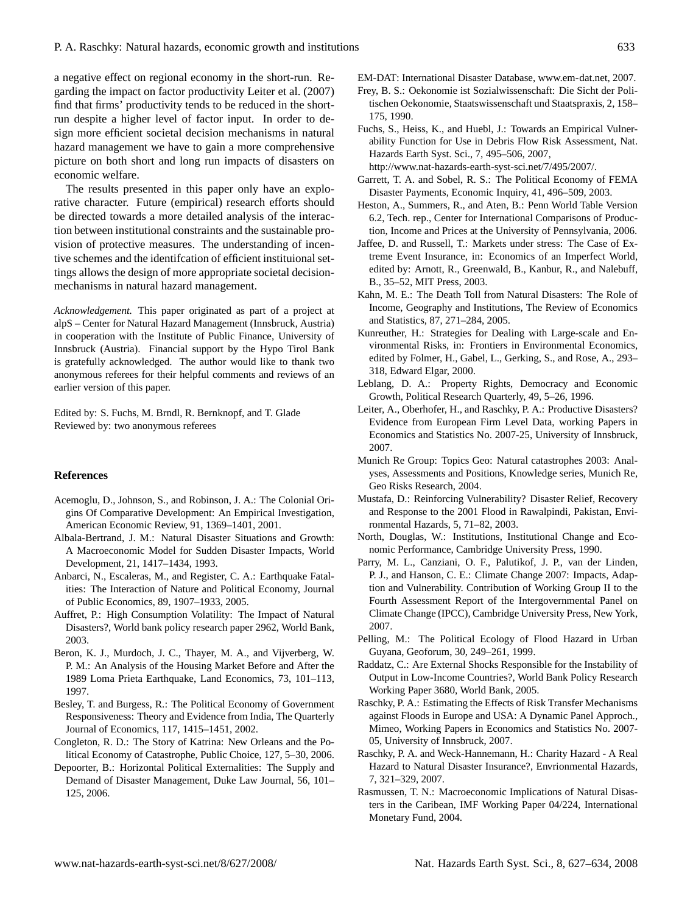a negative effect on regional economy in the short-run. Regarding the impact on factor productivity Leiter et al. (2007) find that firms' productivity tends to be reduced in the short-run despite a higher level of factor input. In order to design more efficient societal decision mechanisms in natural hazard management we have to gain a more comprehensive picture on both short and long run impacts of disasters on economic welfare.

The results presented in this paper only have an explorative character. Future (empirical) research efforts should be directed towards a more detailed analysis of the interaction between institutional constraints and the sustainable provision of protective measures. The understanding of incentive schemes and the identifcation of efficient instituional settings allows the design of more appropriate societal decision-mechanisms in natural hazard management.

*Acknowledgement.* This paper originated as part of a project at alpS – Center for Natural Hazard Management (Innsbruck, Austria) in cooperation with the Institute of Public Finance, University of Innsbruck (Austria). Financial support by the Hypo Tirol Bank is gratefully acknowledged. The author would like to thank two anonymous referees for their helpful comments and reviews of an earlier version of this paper.

Edited by: S. Fuchs, M. Brndl, R. Bernknopf, and T. Glade
Reviewed by: two anonymous referees

## References

Acemoglu, D., Johnson, S., and Robinson, J. A.: The Colonial Origins Of Comparative Development: An Empirical Investigation, American Economic Review, 91, 1369–1401, 2001.

Albala-Bertrand, J. M.: Natural Disaster Situations and Growth: A Macroeconomic Model for Sudden Disaster Impacts, World Development, 21, 1417–1434, 1993.

Anbarci, N., Escaleras, M., and Register, C. A.: Earthquake Fatalities: The Interaction of Nature and Political Economy, Journal of Public Economics, 89, 1907–1933, 2005.

Auffret, P.: High Consumption Volatility: The Impact of Natural Disasters?, World bank policy research paper 2962, World Bank, 2003.

Beron, K. J., Murdoch, J. C., Thayer, M. A., and Vijverberg, W. P. M.: An Analysis of the Housing Market Before and After the 1989 Loma Prieta Earthquake, Land Economics, 73, 101–113, 1997.

Besley, T. and Burgess, R.: The Political Economy of Government Responsiveness: Theory and Evidence from India, The Quarterly Journal of Economics, 117, 1415–1451, 2002.

Congleton, R. D.: The Story of Katrina: New Orleans and the Political Economy of Catastrophe, Public Choice, 127, 5–30, 2006.

Depoorter, B.: Horizontal Political Externalities: The Supply and Demand of Disaster Management, Duke Law Journal, 56, 101–125, 2006.

EM-DAT: International Disaster Database, www.em-dat.net, 2007.

Frey, B. S.: Oekonomie ist Sozialwissenschaft: Die Sicht der Politischen Oekonomie, Staatswissenschaft und Staatspraxis, 2, 158–175, 1990.

Fuchs, S., Heiss, K., and Huebl, J.: Towards an Empirical Vulnerability Function for Use in Debris Flow Risk Assessment, Nat. Hazards Earth Syst. Sci., 7, 495–506, 2007, http://www.nat-hazards-earth-syst-sci.net/7/495/2007/.

Garrett, T. A. and Sobel, R. S.: The Political Economy of FEMA Disaster Payments, Economic Inquiry, 41, 496–509, 2003.

Heston, A., Summers, R., and Aten, B.: Penn World Table Version 6.2, Tech. rep., Center for International Comparisons of Production, Income and Prices at the University of Pennsylvania, 2006.

Jaffee, D. and Russell, T.: Markets under stress: The Case of Extreme Event Insurance, in: Economics of an Imperfect World, edited by: Arnott, R., Greenwald, B., Kanbur, R., and Nalebuff, B., 35–52, MIT Press, 2003.

Kahn, M. E.: The Death Toll from Natural Disasters: The Role of Income, Geography and Institutions, The Review of Economics and Statistics, 87, 271–284, 2005.

Kunreuther, H.: Strategies for Dealing with Large-scale and Environmental Risks, in: Frontiers in Environmental Economics, edited by Folmer, H., Gabel, L., Gerking, S., and Rose, A., 293–318, Edward Elgar, 2000.

Leblang, D. A.: Property Rights, Democracy and Economic Growth, Political Research Quarterly, 49, 5–26, 1996.

Leiter, A., Oberhofer, H., and Raschky, P. A.: Productive Disasters? Evidence from European Firm Level Data, working Papers in Economics and Statistics No. 2007-25, University of Innsbruck, 2007.

Munich Re Group: Topics Geo: Natural catastrophes 2003: Analyses, Assessments and Positions, Knowledge series, Munich Re, Geo Risks Research, 2004.

Mustafa, D.: Reinforcing Vulnerability? Disaster Relief, Recovery and Response to the 2001 Flood in Rawalpindi, Pakistan, Environmental Hazards, 5, 71–82, 2003.

North, Douglas, W.: Institutions, Institutional Change and Economic Performance, Cambridge University Press, 1990.

Parry, M. L., Canziani, O. F., Palutikof, J. P., van der Linden, P. J., and Hanson, C. E.: Climate Change 2007: Impacts, Adaption and Vulnerability. Contribution of Working Group II to the Fourth Assessment Report of the Intergovernmental Panel on Climate Change (IPCC), Cambridge University Press, New York, 2007.

Pelling, M.: The Political Ecology of Flood Hazard in Urban Guyana, Geoforum, 30, 249–261, 1999.

Raddatz, C.: Are External Shocks Responsible for the Instability of Output in Low-Income Countries?, World Bank Policy Research Working Paper 3680, World Bank, 2005.

Raschky, P. A.: Estimating the Effects of Risk Transfer Mechanisms against Floods in Europe and USA: A Dynamic Panel Approch., Mimeo, Working Papers in Economics and Statistics No. 2007-05, University of Innsbruck, 2007.

Raschky, P. A. and Weck-Hannemann, H.: Charity Hazard - A Real Hazard to Natural Disaster Insurance?, Envrionmental Hazards, 7, 321–329, 2007.

Rasmussen, T. N.: Macroeconomic Implications of Natural Disasters in the Caribean, IMF Working Paper 04/224, International Monetary Fund, 2004.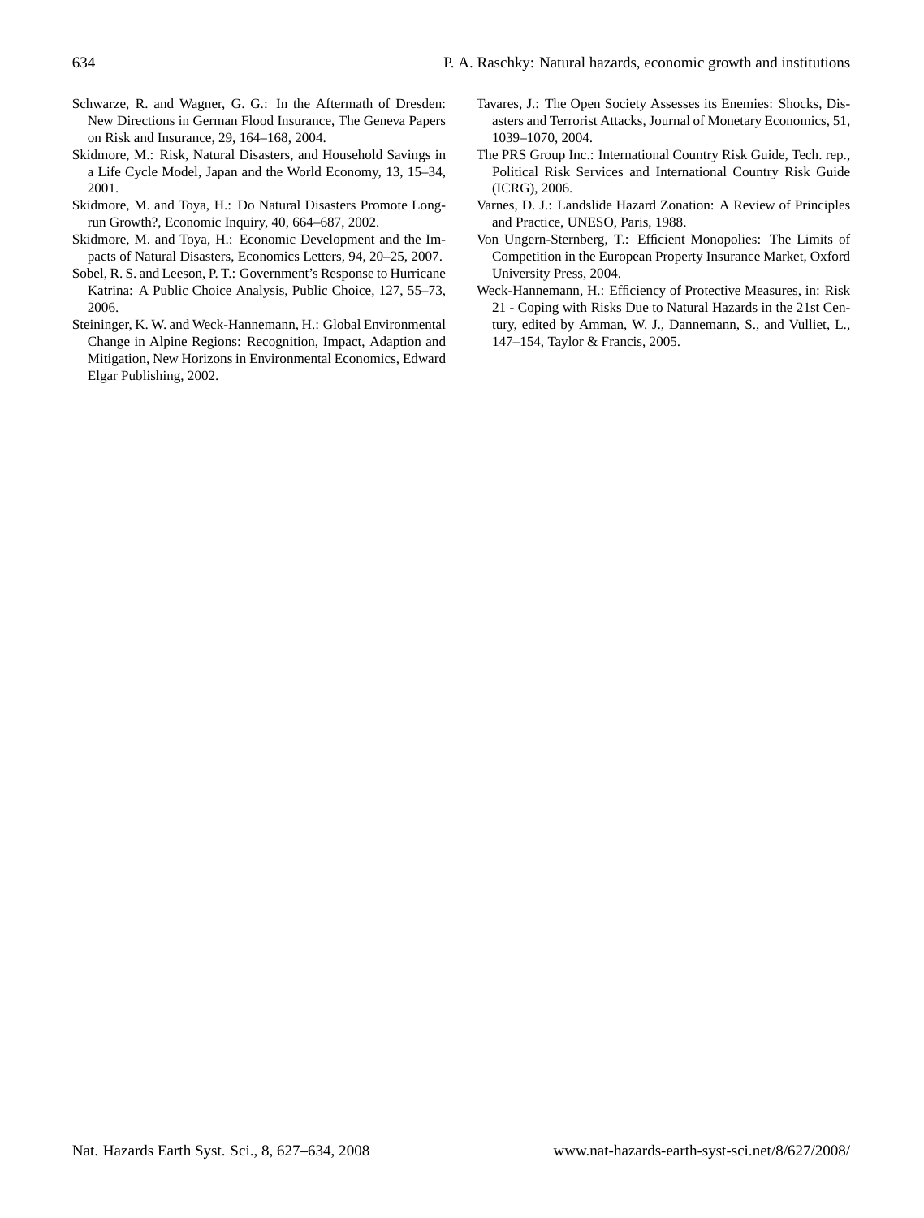Schwarze, R. and Wagner, G. G.: In the Aftermath of Dresden: New Directions in German Flood Insurance, The Geneva Papers on Risk and Insurance, 29, 164–168, 2004.

Skidmore, M.: Risk, Natural Disasters, and Household Savings in a Life Cycle Model, Japan and the World Economy, 13, 15–34, 2001.

Skidmore, M. and Toya, H.: Do Natural Disasters Promote Long-run Growth?, Economic Inquiry, 40, 664–687, 2002.

Skidmore, M. and Toya, H.: Economic Development and the Impacts of Natural Disasters, Economics Letters, 94, 20–25, 2007.

Sobel, R. S. and Leeson, P. T.: Government's Response to Hurricane Katrina: A Public Choice Analysis, Public Choice, 127, 55–73, 2006.

Steininger, K. W. and Weck-Hannemann, H.: Global Environmental Change in Alpine Regions: Recognition, Impact, Adaption and Mitigation, New Horizons in Environmental Economics, Edward Elgar Publishing, 2002.

Tavares, J.: The Open Society Assesses its Enemies: Shocks, Disasters and Terrorist Attacks, Journal of Monetary Economics, 51, 1039–1070, 2004.

The PRS Group Inc.: International Country Risk Guide, Tech. rep., Political Risk Services and International Country Risk Guide (ICRG), 2006.

Varnes, D. J.: Landslide Hazard Zonation: A Review of Principles and Practice, UNESO, Paris, 1988.

Von Ungern-Sternberg, T.: Efficient Monopolies: The Limits of Competition in the European Property Insurance Market, Oxford University Press, 2004.

Weck-Hannemann, H.: Efficiency of Protective Measures, in: Risk 21 - Coping with Risks Due to Natural Hazards in the 21st Century, edited by Amman, W. J., Dannemann, S., and Vulliet, L., 147–154, Taylor & Francis, 2005.